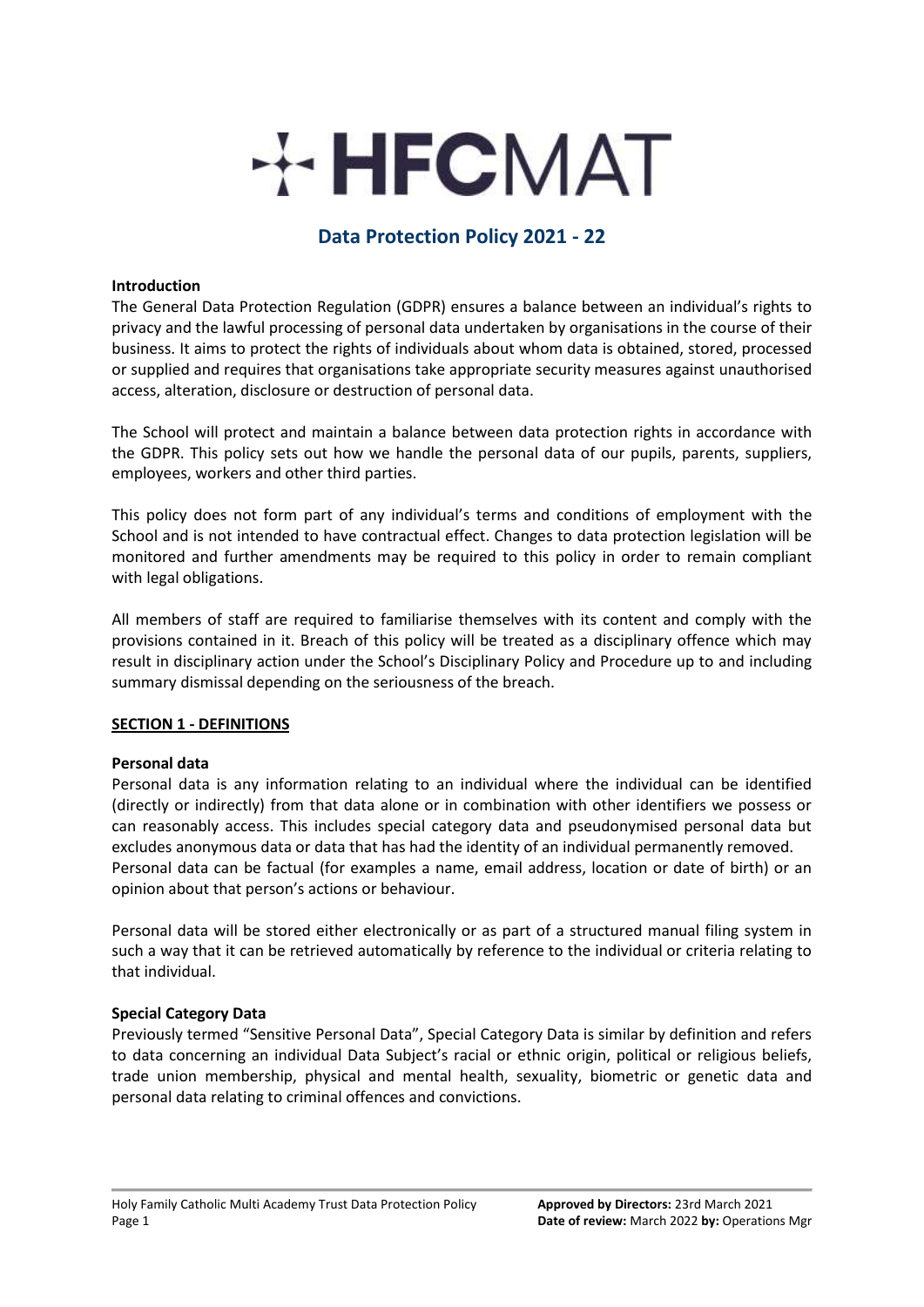# HFCMAT

## Data Protection Policy 2021 - 22

**Introduction**

The General Data Protection Regulation (GDPR) ensures a balance between an individual's rights to privacy and the lawful processing of personal data undertaken by organisations in the course of their business. It aims to protect the rights of individuals about whom data is obtained, stored, processed or supplied and requires that organisations take appropriate security measures against unauthorised access, alteration, disclosure or destruction of personal data.

The School will protect and maintain a balance between data protection rights in accordance with the GDPR. This policy sets out how we handle the personal data of our pupils, parents, suppliers, employees, workers and other third parties.

This policy does not form part of any individual's terms and conditions of employment with the School and is not intended to have contractual effect. Changes to data protection legislation will be monitored and further amendments may be required to this policy in order to remain compliant with legal obligations.

All members of staff are required to familiarise themselves with its content and comply with the provisions contained in it. Breach of this policy will be treated as a disciplinary offence which may result in disciplinary action under the School's Disciplinary Policy and Procedure up to and including summary dismissal depending on the seriousness of the breach.

**SECTION 1 - DEFINITIONS**

**Personal data**

Personal data is any information relating to an individual where the individual can be identified (directly or indirectly) from that data alone or in combination with other identifiers we possess or can reasonably access. This includes special category data and pseudonymised personal data but excludes anonymous data or data that has had the identity of an individual permanently removed.
Personal data can be factual (for examples a name, email address, location or date of birth) or an opinion about that person's actions or behaviour.

Personal data will be stored either electronically or as part of a structured manual filing system in such a way that it can be retrieved automatically by reference to the individual or criteria relating to that individual.

**Special Category Data**

Previously termed "Sensitive Personal Data", Special Category Data is similar by definition and refers to data concerning an individual Data Subject's racial or ethnic origin, political or religious beliefs, trade union membership, physical and mental health, sexuality, biometric or genetic data and personal data relating to criminal offences and convictions.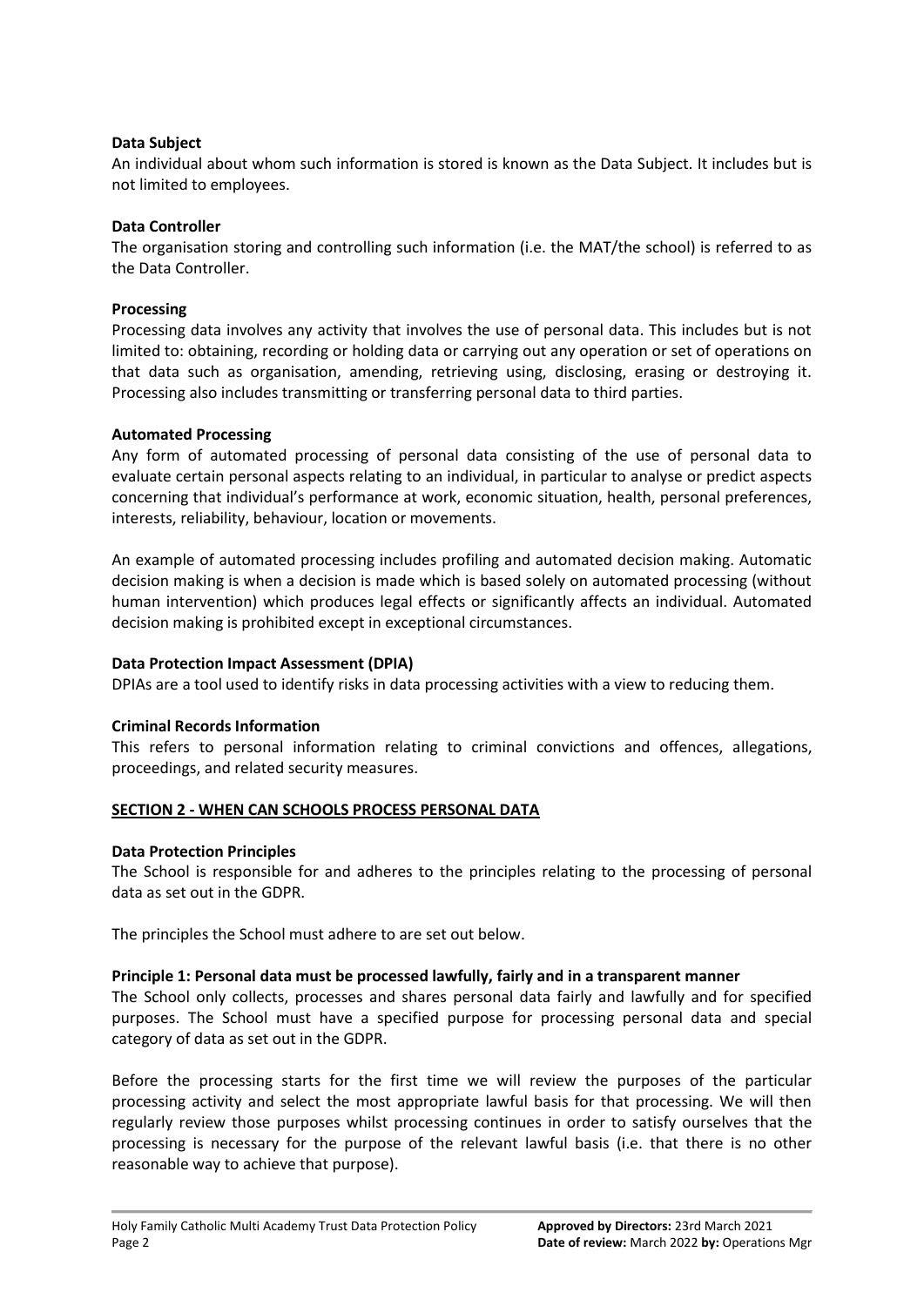**Data Subject**

An individual about whom such information is stored is known as the Data Subject. It includes but is not limited to employees.

**Data Controller**

The organisation storing and controlling such information (i.e. the MAT/the school) is referred to as the Data Controller.

**Processing**

Processing data involves any activity that involves the use of personal data. This includes but is not limited to: obtaining, recording or holding data or carrying out any operation or set of operations on that data such as organisation, amending, retrieving using, disclosing, erasing or destroying it. Processing also includes transmitting or transferring personal data to third parties.

**Automated Processing**

Any form of automated processing of personal data consisting of the use of personal data to evaluate certain personal aspects relating to an individual, in particular to analyse or predict aspects concerning that individual's performance at work, economic situation, health, personal preferences, interests, reliability, behaviour, location or movements.

An example of automated processing includes profiling and automated decision making. Automatic decision making is when a decision is made which is based solely on automated processing (without human intervention) which produces legal effects or significantly affects an individual. Automated decision making is prohibited except in exceptional circumstances.

**Data Protection Impact Assessment (DPIA)**

DPIAs are a tool used to identify risks in data processing activities with a view to reducing them.

**Criminal Records Information**

This refers to personal information relating to criminal convictions and offences, allegations, proceedings, and related security measures.

## SECTION 2 - WHEN CAN SCHOOLS PROCESS PERSONAL DATA

**Data Protection Principles**

The School is responsible for and adheres to the principles relating to the processing of personal data as set out in the GDPR.

The principles the School must adhere to are set out below.

**Principle 1: Personal data must be processed lawfully, fairly and in a transparent manner**

The School only collects, processes and shares personal data fairly and lawfully and for specified purposes. The School must have a specified purpose for processing personal data and special category of data as set out in the GDPR.

Before the processing starts for the first time we will review the purposes of the particular processing activity and select the most appropriate lawful basis for that processing. We will then regularly review those purposes whilst processing continues in order to satisfy ourselves that the processing is necessary for the purpose of the relevant lawful basis (i.e. that there is no other reasonable way to achieve that purpose).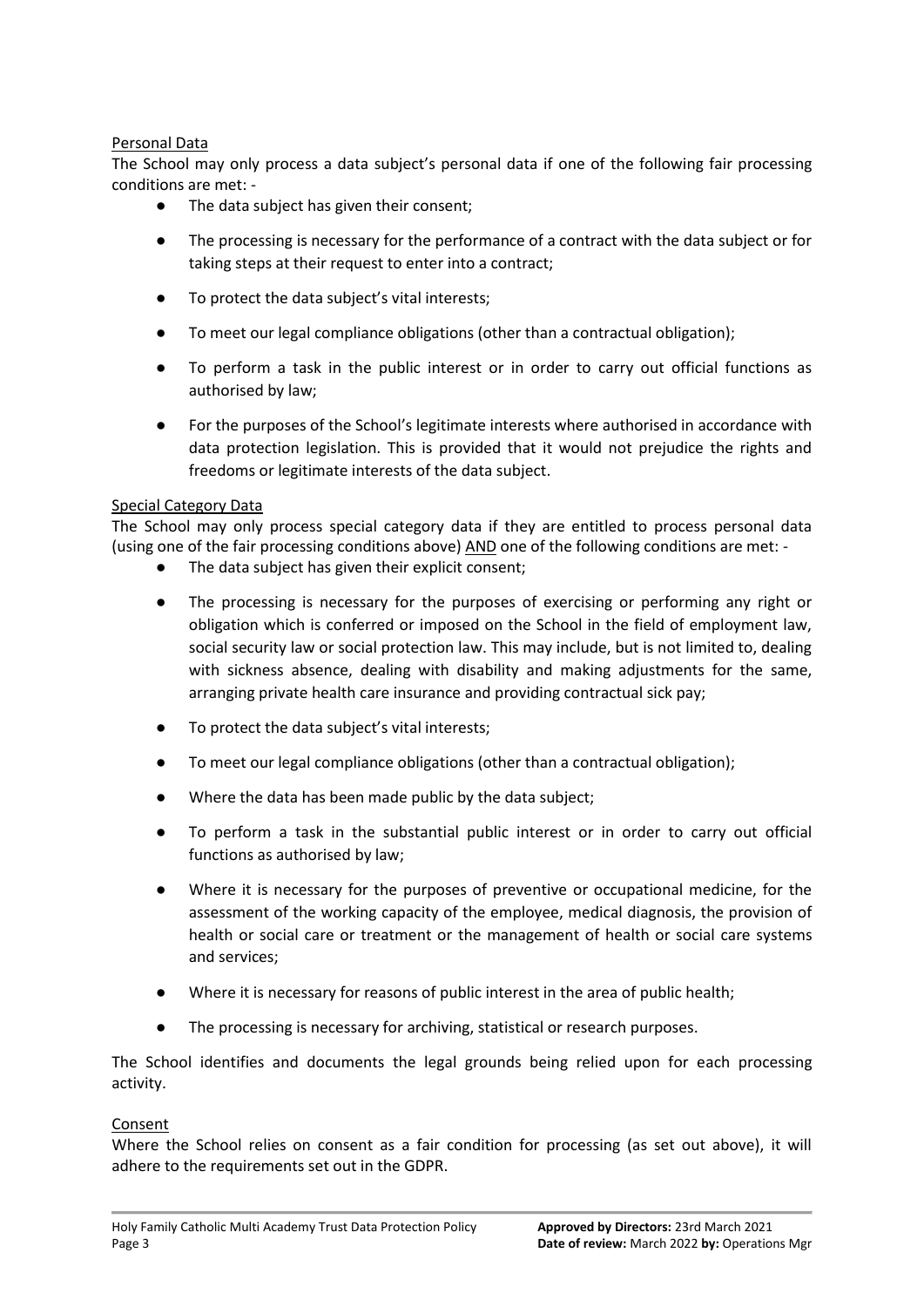Personal Data

The School may only process a data subject's personal data if one of the following fair processing conditions are met: -

- The data subject has given their consent;
- The processing is necessary for the performance of a contract with the data subject or for taking steps at their request to enter into a contract;
- To protect the data subject's vital interests;
- To meet our legal compliance obligations (other than a contractual obligation);
- To perform a task in the public interest or in order to carry out official functions as authorised by law;
- For the purposes of the School's legitimate interests where authorised in accordance with data protection legislation. This is provided that it would not prejudice the rights and freedoms or legitimate interests of the data subject.

Special Category Data

The School may only process special category data if they are entitled to process personal data (using one of the fair processing conditions above) AND one of the following conditions are met: -

- The data subject has given their explicit consent;
- The processing is necessary for the purposes of exercising or performing any right or obligation which is conferred or imposed on the School in the field of employment law, social security law or social protection law. This may include, but is not limited to, dealing with sickness absence, dealing with disability and making adjustments for the same, arranging private health care insurance and providing contractual sick pay;
- To protect the data subject's vital interests;
- To meet our legal compliance obligations (other than a contractual obligation);
- Where the data has been made public by the data subject;
- To perform a task in the substantial public interest or in order to carry out official functions as authorised by law;
- Where it is necessary for the purposes of preventive or occupational medicine, for the assessment of the working capacity of the employee, medical diagnosis, the provision of health or social care or treatment or the management of health or social care systems and services;
- Where it is necessary for reasons of public interest in the area of public health;
- The processing is necessary for archiving, statistical or research purposes.

The School identifies and documents the legal grounds being relied upon for each processing activity.

Consent

Where the School relies on consent as a fair condition for processing (as set out above), it will adhere to the requirements set out in the GDPR.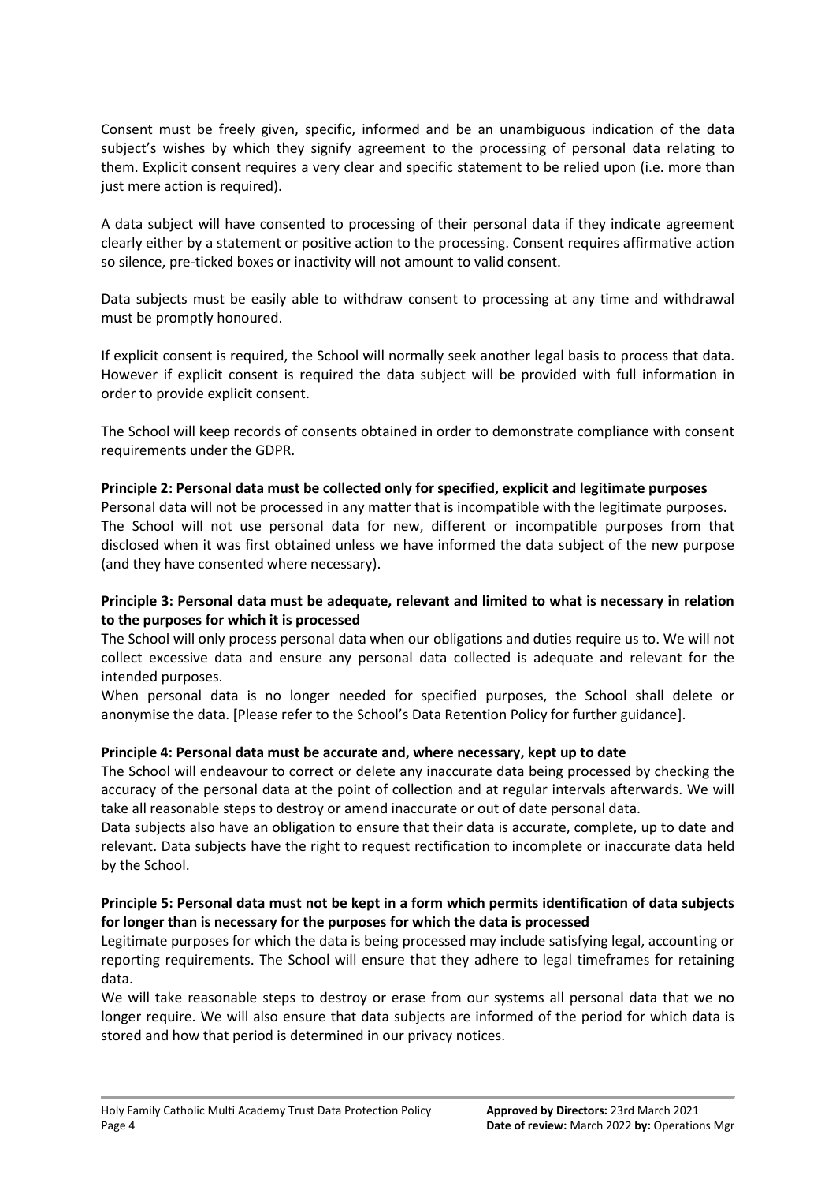Consent must be freely given, specific, informed and be an unambiguous indication of the data subject's wishes by which they signify agreement to the processing of personal data relating to them. Explicit consent requires a very clear and specific statement to be relied upon (i.e. more than just mere action is required).

A data subject will have consented to processing of their personal data if they indicate agreement clearly either by a statement or positive action to the processing. Consent requires affirmative action so silence, pre-ticked boxes or inactivity will not amount to valid consent.

Data subjects must be easily able to withdraw consent to processing at any time and withdrawal must be promptly honoured.

If explicit consent is required, the School will normally seek another legal basis to process that data. However if explicit consent is required the data subject will be provided with full information in order to provide explicit consent.

The School will keep records of consents obtained in order to demonstrate compliance with consent requirements under the GDPR.

**Principle 2: Personal data must be collected only for specified, explicit and legitimate purposes**

Personal data will not be processed in any matter that is incompatible with the legitimate purposes. The School will not use personal data for new, different or incompatible purposes from that disclosed when it was first obtained unless we have informed the data subject of the new purpose (and they have consented where necessary).

**Principle 3: Personal data must be adequate, relevant and limited to what is necessary in relation to the purposes for which it is processed**

The School will only process personal data when our obligations and duties require us to. We will not collect excessive data and ensure any personal data collected is adequate and relevant for the intended purposes.

When personal data is no longer needed for specified purposes, the School shall delete or anonymise the data. [Please refer to the School's Data Retention Policy for further guidance].

**Principle 4: Personal data must be accurate and, where necessary, kept up to date**

The School will endeavour to correct or delete any inaccurate data being processed by checking the accuracy of the personal data at the point of collection and at regular intervals afterwards. We will take all reasonable steps to destroy or amend inaccurate or out of date personal data.

Data subjects also have an obligation to ensure that their data is accurate, complete, up to date and relevant. Data subjects have the right to request rectification to incomplete or inaccurate data held by the School.

**Principle 5: Personal data must not be kept in a form which permits identification of data subjects for longer than is necessary for the purposes for which the data is processed**

Legitimate purposes for which the data is being processed may include satisfying legal, accounting or reporting requirements. The School will ensure that they adhere to legal timeframes for retaining data.

We will take reasonable steps to destroy or erase from our systems all personal data that we no longer require. We will also ensure that data subjects are informed of the period for which data is stored and how that period is determined in our privacy notices.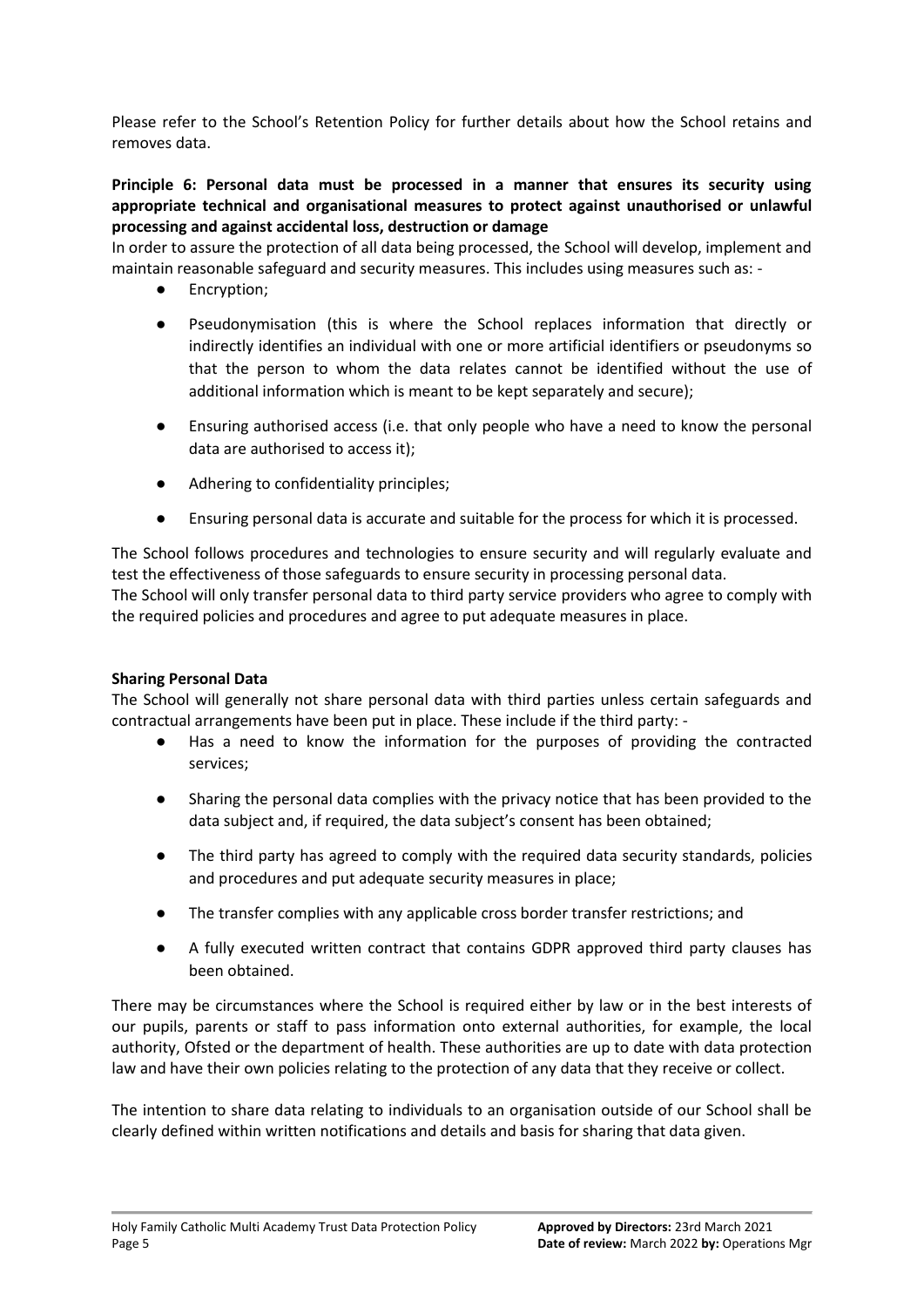Please refer to the School's Retention Policy for further details about how the School retains and removes data.

**Principle 6: Personal data must be processed in a manner that ensures its security using appropriate technical and organisational measures to protect against unauthorised or unlawful processing and against accidental loss, destruction or damage**

In order to assure the protection of all data being processed, the School will develop, implement and maintain reasonable safeguard and security measures. This includes using measures such as: -

- Encryption;
- Pseudonymisation (this is where the School replaces information that directly or indirectly identifies an individual with one or more artificial identifiers or pseudonyms so that the person to whom the data relates cannot be identified without the use of additional information which is meant to be kept separately and secure);
- Ensuring authorised access (i.e. that only people who have a need to know the personal data are authorised to access it);
- Adhering to confidentiality principles;
- Ensuring personal data is accurate and suitable for the process for which it is processed.

The School follows procedures and technologies to ensure security and will regularly evaluate and test the effectiveness of those safeguards to ensure security in processing personal data.

The School will only transfer personal data to third party service providers who agree to comply with the required policies and procedures and agree to put adequate measures in place.

**Sharing Personal Data**

The School will generally not share personal data with third parties unless certain safeguards and contractual arrangements have been put in place. These include if the third party: -

- Has a need to know the information for the purposes of providing the contracted services;
- Sharing the personal data complies with the privacy notice that has been provided to the data subject and, if required, the data subject's consent has been obtained;
- The third party has agreed to comply with the required data security standards, policies and procedures and put adequate security measures in place;
- The transfer complies with any applicable cross border transfer restrictions; and
- A fully executed written contract that contains GDPR approved third party clauses has been obtained.

There may be circumstances where the School is required either by law or in the best interests of our pupils, parents or staff to pass information onto external authorities, for example, the local authority, Ofsted or the department of health. These authorities are up to date with data protection law and have their own policies relating to the protection of any data that they receive or collect.

The intention to share data relating to individuals to an organisation outside of our School shall be clearly defined within written notifications and details and basis for sharing that data given.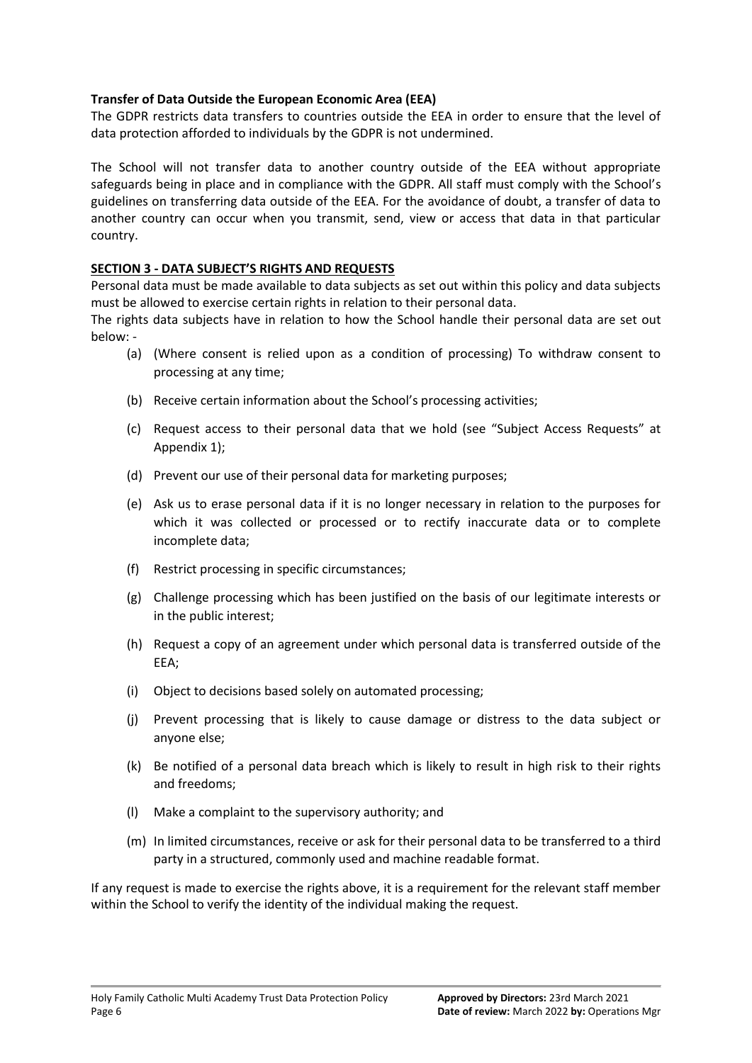**Transfer of Data Outside the European Economic Area (EEA)**

The GDPR restricts data transfers to countries outside the EEA in order to ensure that the level of data protection afforded to individuals by the GDPR is not undermined.

The School will not transfer data to another country outside of the EEA without appropriate safeguards being in place and in compliance with the GDPR. All staff must comply with the School's guidelines on transferring data outside of the EEA. For the avoidance of doubt, a transfer of data to another country can occur when you transmit, send, view or access that data in that particular country.

## SECTION 3 - DATA SUBJECT'S RIGHTS AND REQUESTS

Personal data must be made available to data subjects as set out within this policy and data subjects must be allowed to exercise certain rights in relation to their personal data.

The rights data subjects have in relation to how the School handle their personal data are set out below: -

(a) (Where consent is relied upon as a condition of processing) To withdraw consent to processing at any time;

(b) Receive certain information about the School's processing activities;

(c) Request access to their personal data that we hold (see "Subject Access Requests" at Appendix 1);

(d) Prevent our use of their personal data for marketing purposes;

(e) Ask us to erase personal data if it is no longer necessary in relation to the purposes for which it was collected or processed or to rectify inaccurate data or to complete incomplete data;

(f) Restrict processing in specific circumstances;

(g) Challenge processing which has been justified on the basis of our legitimate interests or in the public interest;

(h) Request a copy of an agreement under which personal data is transferred outside of the EEA;

(i) Object to decisions based solely on automated processing;

(j) Prevent processing that is likely to cause damage or distress to the data subject or anyone else;

(k) Be notified of a personal data breach which is likely to result in high risk to their rights and freedoms;

(l) Make a complaint to the supervisory authority; and

(m) In limited circumstances, receive or ask for their personal data to be transferred to a third party in a structured, commonly used and machine readable format.

If any request is made to exercise the rights above, it is a requirement for the relevant staff member within the School to verify the identity of the individual making the request.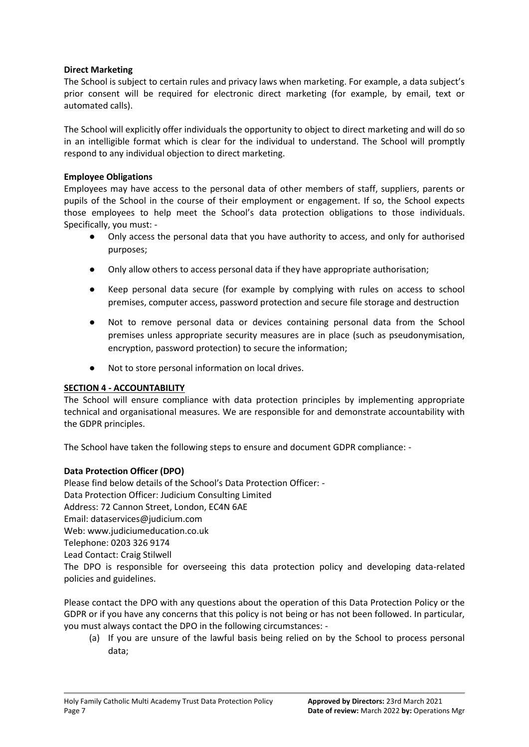**Direct Marketing**

The School is subject to certain rules and privacy laws when marketing. For example, a data subject's prior consent will be required for electronic direct marketing (for example, by email, text or automated calls).

The School will explicitly offer individuals the opportunity to object to direct marketing and will do so in an intelligible format which is clear for the individual to understand. The School will promptly respond to any individual objection to direct marketing.

**Employee Obligations**

Employees may have access to the personal data of other members of staff, suppliers, parents or pupils of the School in the course of their employment or engagement. If so, the School expects those employees to help meet the School's data protection obligations to those individuals. Specifically, you must: -

- Only access the personal data that you have authority to access, and only for authorised purposes;
- Only allow others to access personal data if they have appropriate authorisation;
- Keep personal data secure (for example by complying with rules on access to school premises, computer access, password protection and secure file storage and destruction
- Not to remove personal data or devices containing personal data from the School premises unless appropriate security measures are in place (such as pseudonymisation, encryption, password protection) to secure the information;
- Not to store personal information on local drives.

**SECTION 4 - ACCOUNTABILITY**

The School will ensure compliance with data protection principles by implementing appropriate technical and organisational measures. We are responsible for and demonstrate accountability with the GDPR principles.

The School have taken the following steps to ensure and document GDPR compliance: -

**Data Protection Officer (DPO)**

Please find below details of the School's Data Protection Officer: -
Data Protection Officer: Judicium Consulting Limited
Address: 72 Cannon Street, London, EC4N 6AE
Email: dataservices@judicium.com
Web: www.judiciumeducation.co.uk
Telephone: 0203 326 9174
Lead Contact: Craig Stilwell
The DPO is responsible for overseeing this data protection policy and developing data-related policies and guidelines.

Please contact the DPO with any questions about the operation of this Data Protection Policy or the GDPR or if you have any concerns that this policy is not being or has not been followed. In particular, you must always contact the DPO in the following circumstances: -

(a) If you are unsure of the lawful basis being relied on by the School to process personal data;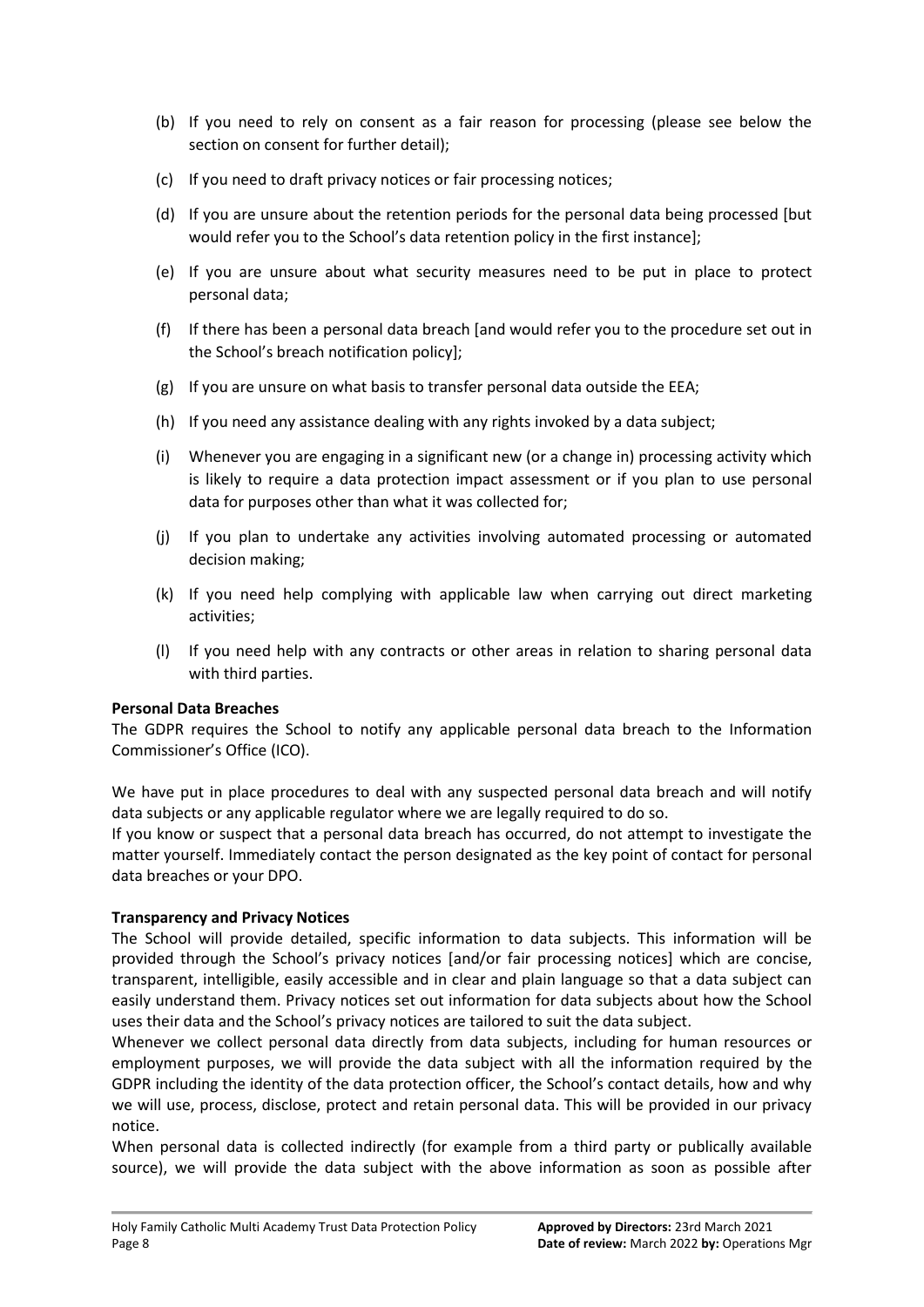(b) If you need to rely on consent as a fair reason for processing (please see below the section on consent for further detail);

(c) If you need to draft privacy notices or fair processing notices;

(d) If you are unsure about the retention periods for the personal data being processed [but would refer you to the School's data retention policy in the first instance];

(e) If you are unsure about what security measures need to be put in place to protect personal data;

(f) If there has been a personal data breach [and would refer you to the procedure set out in the School's breach notification policy];

(g) If you are unsure on what basis to transfer personal data outside the EEA;

(h) If you need any assistance dealing with any rights invoked by a data subject;

(i) Whenever you are engaging in a significant new (or a change in) processing activity which is likely to require a data protection impact assessment or if you plan to use personal data for purposes other than what it was collected for;

(j) If you plan to undertake any activities involving automated processing or automated decision making;

(k) If you need help complying with applicable law when carrying out direct marketing activities;

(l) If you need help with any contracts or other areas in relation to sharing personal data with third parties.

**Personal Data Breaches**

The GDPR requires the School to notify any applicable personal data breach to the Information Commissioner's Office (ICO).

We have put in place procedures to deal with any suspected personal data breach and will notify data subjects or any applicable regulator where we are legally required to do so.

If you know or suspect that a personal data breach has occurred, do not attempt to investigate the matter yourself. Immediately contact the person designated as the key point of contact for personal data breaches or your DPO.

**Transparency and Privacy Notices**

The School will provide detailed, specific information to data subjects. This information will be provided through the School's privacy notices [and/or fair processing notices] which are concise, transparent, intelligible, easily accessible and in clear and plain language so that a data subject can easily understand them. Privacy notices set out information for data subjects about how the School uses their data and the School's privacy notices are tailored to suit the data subject.

Whenever we collect personal data directly from data subjects, including for human resources or employment purposes, we will provide the data subject with all the information required by the GDPR including the identity of the data protection officer, the School's contact details, how and why we will use, process, disclose, protect and retain personal data. This will be provided in our privacy notice.

When personal data is collected indirectly (for example from a third party or publically available source), we will provide the data subject with the above information as soon as possible after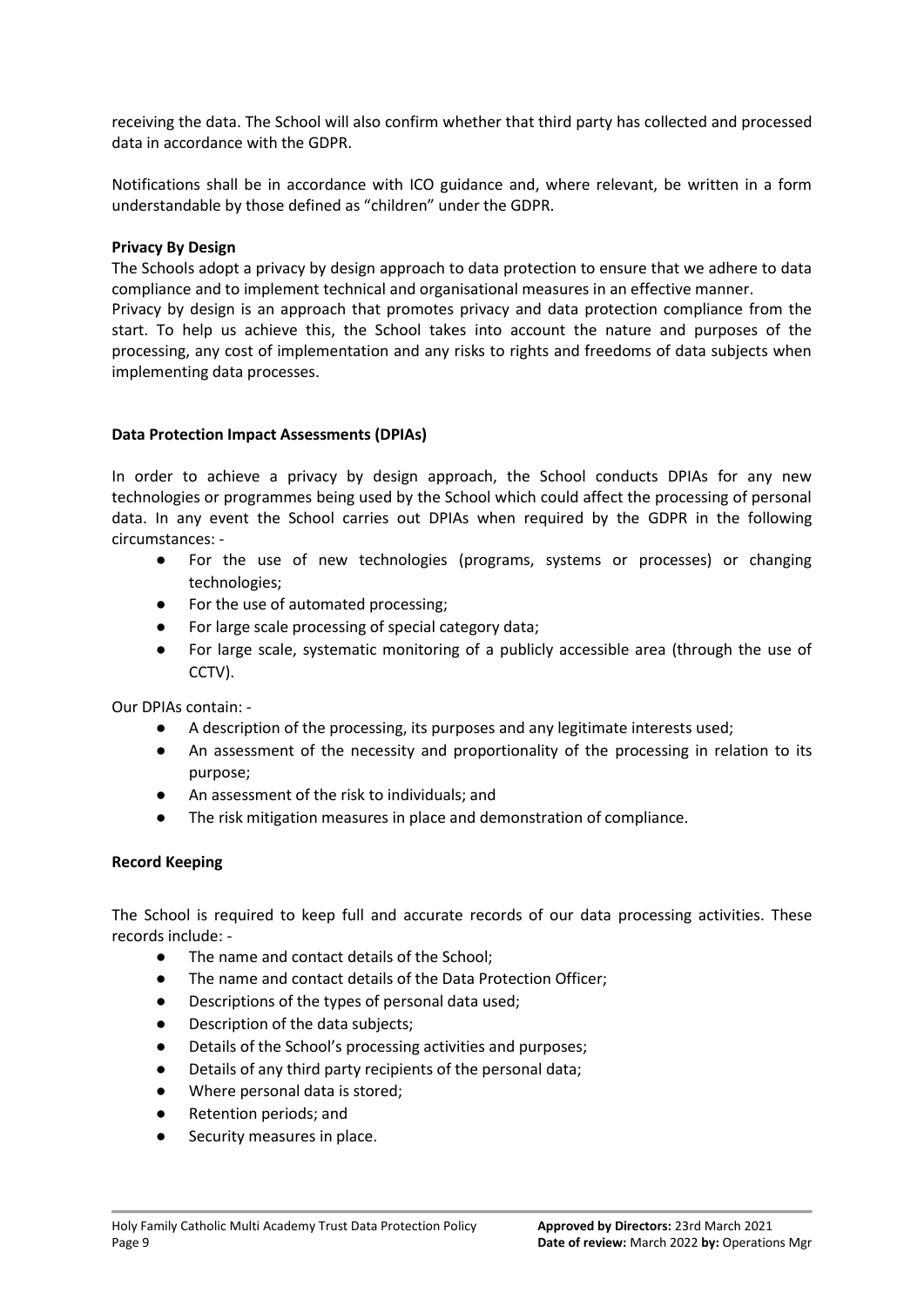receiving the data. The School will also confirm whether that third party has collected and processed data in accordance with the GDPR.

Notifications shall be in accordance with ICO guidance and, where relevant, be written in a form understandable by those defined as "children" under the GDPR.

**Privacy By Design**

The Schools adopt a privacy by design approach to data protection to ensure that we adhere to data compliance and to implement technical and organisational measures in an effective manner.

Privacy by design is an approach that promotes privacy and data protection compliance from the start. To help us achieve this, the School takes into account the nature and purposes of the processing, any cost of implementation and any risks to rights and freedoms of data subjects when implementing data processes.

**Data Protection Impact Assessments (DPIAs)**

In order to achieve a privacy by design approach, the School conducts DPIAs for any new technologies or programmes being used by the School which could affect the processing of personal data. In any event the School carries out DPIAs when required by the GDPR in the following circumstances: -

- For the use of new technologies (programs, systems or processes) or changing technologies;
- For the use of automated processing;
- For large scale processing of special category data;
- For large scale, systematic monitoring of a publicly accessible area (through the use of CCTV).

Our DPIAs contain: -

- A description of the processing, its purposes and any legitimate interests used;
- An assessment of the necessity and proportionality of the processing in relation to its purpose;
- An assessment of the risk to individuals; and
- The risk mitigation measures in place and demonstration of compliance.

**Record Keeping**

The School is required to keep full and accurate records of our data processing activities. These records include: -

- The name and contact details of the School;
- The name and contact details of the Data Protection Officer;
- Descriptions of the types of personal data used;
- Description of the data subjects;
- Details of the School's processing activities and purposes;
- Details of any third party recipients of the personal data;
- Where personal data is stored;
- Retention periods; and
- Security measures in place.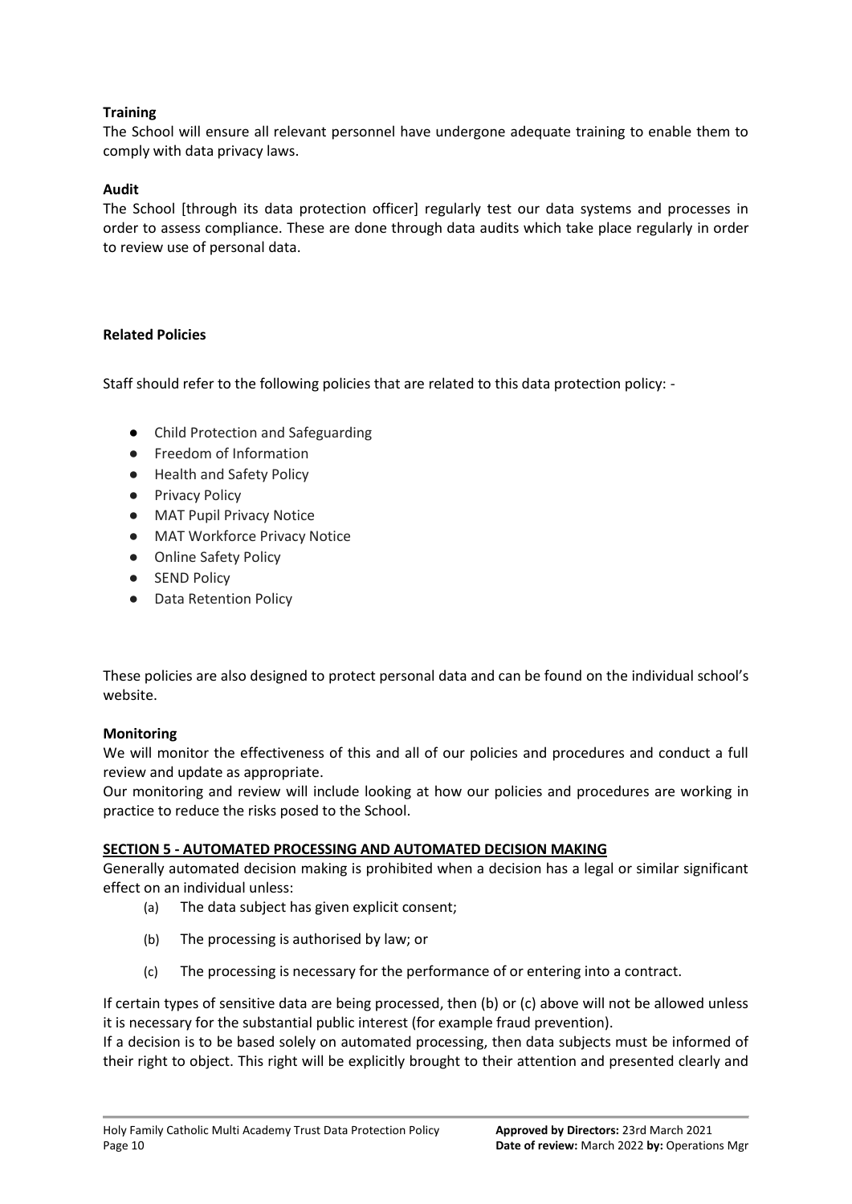**Training**

The School will ensure all relevant personnel have undergone adequate training to enable them to comply with data privacy laws.

**Audit**

The School [through its data protection officer] regularly test our data systems and processes in order to assess compliance. These are done through data audits which take place regularly in order to review use of personal data.

**Related Policies**

Staff should refer to the following policies that are related to this data protection policy: -

- Child Protection and Safeguarding
- Freedom of Information
- Health and Safety Policy
- Privacy Policy
- MAT Pupil Privacy Notice
- MAT Workforce Privacy Notice
- Online Safety Policy
- SEND Policy
- Data Retention Policy

These policies are also designed to protect personal data and can be found on the individual school's website.

**Monitoring**

We will monitor the effectiveness of this and all of our policies and procedures and conduct a full review and update as appropriate.

Our monitoring and review will include looking at how our policies and procedures are working in practice to reduce the risks posed to the School.

## SECTION 5 - AUTOMATED PROCESSING AND AUTOMATED DECISION MAKING

Generally automated decision making is prohibited when a decision has a legal or similar significant effect on an individual unless:

(a) The data subject has given explicit consent;

(b) The processing is authorised by law; or

(c) The processing is necessary for the performance of or entering into a contract.

If certain types of sensitive data are being processed, then (b) or (c) above will not be allowed unless it is necessary for the substantial public interest (for example fraud prevention).

If a decision is to be based solely on automated processing, then data subjects must be informed of their right to object. This right will be explicitly brought to their attention and presented clearly and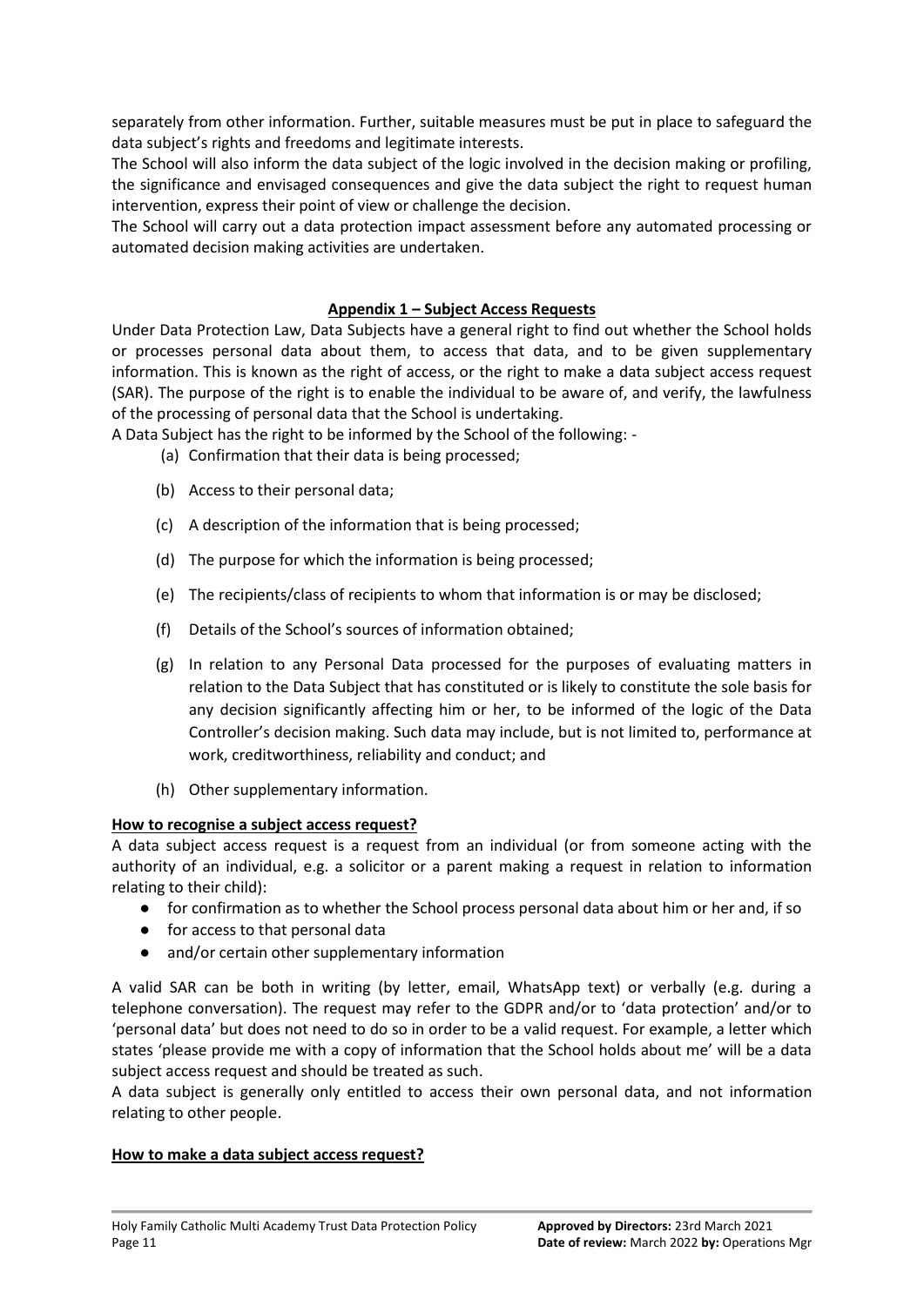separately from other information. Further, suitable measures must be put in place to safeguard the data subject's rights and freedoms and legitimate interests.

The School will also inform the data subject of the logic involved in the decision making or profiling, the significance and envisaged consequences and give the data subject the right to request human intervention, express their point of view or challenge the decision.

The School will carry out a data protection impact assessment before any automated processing or automated decision making activities are undertaken.

## Appendix 1 – Subject Access Requests

Under Data Protection Law, Data Subjects have a general right to find out whether the School holds or processes personal data about them, to access that data, and to be given supplementary information. This is known as the right of access, or the right to make a data subject access request (SAR). The purpose of the right is to enable the individual to be aware of, and verify, the lawfulness of the processing of personal data that the School is undertaking.

A Data Subject has the right to be informed by the School of the following: -

(a) Confirmation that their data is being processed;

(b) Access to their personal data;

(c) A description of the information that is being processed;

(d) The purpose for which the information is being processed;

(e) The recipients/class of recipients to whom that information is or may be disclosed;

(f) Details of the School's sources of information obtained;

(g) In relation to any Personal Data processed for the purposes of evaluating matters in relation to the Data Subject that has constituted or is likely to constitute the sole basis for any decision significantly affecting him or her, to be informed of the logic of the Data Controller's decision making. Such data may include, but is not limited to, performance at work, creditworthiness, reliability and conduct; and

(h) Other supplementary information.

### How to recognise a subject access request?

A data subject access request is a request from an individual (or from someone acting with the authority of an individual, e.g. a solicitor or a parent making a request in relation to information relating to their child):

- for confirmation as to whether the School process personal data about him or her and, if so
- for access to that personal data
- and/or certain other supplementary information

A valid SAR can be both in writing (by letter, email, WhatsApp text) or verbally (e.g. during a telephone conversation). The request may refer to the GDPR and/or to 'data protection' and/or to 'personal data' but does not need to do so in order to be a valid request. For example, a letter which states 'please provide me with a copy of information that the School holds about me' will be a data subject access request and should be treated as such.

A data subject is generally only entitled to access their own personal data, and not information relating to other people.

### How to make a data subject access request?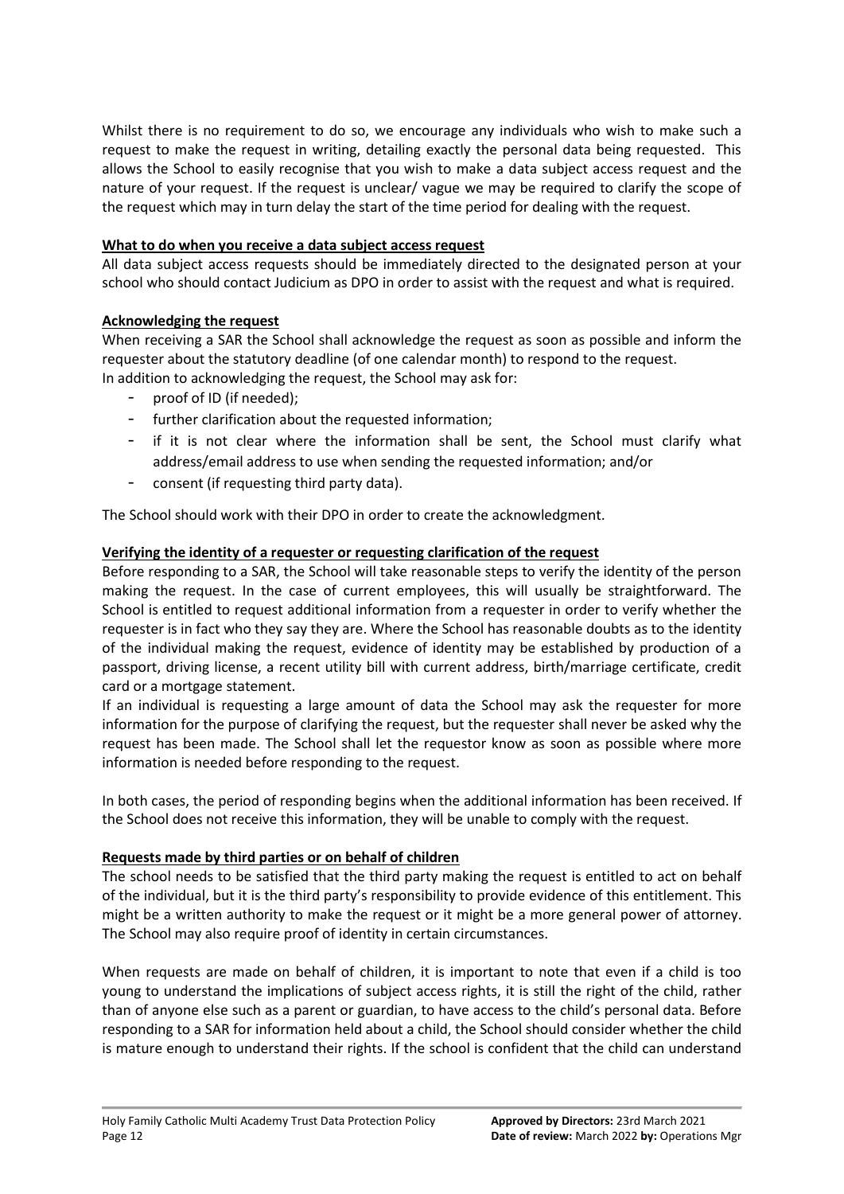Whilst there is no requirement to do so, we encourage any individuals who wish to make such a request to make the request in writing, detailing exactly the personal data being requested. This allows the School to easily recognise that you wish to make a data subject access request and the nature of your request. If the request is unclear/ vague we may be required to clarify the scope of the request which may in turn delay the start of the time period for dealing with the request.

**What to do when you receive a data subject access request**

All data subject access requests should be immediately directed to the designated person at your school who should contact Judicium as DPO in order to assist with the request and what is required.

**Acknowledging the request**

When receiving a SAR the School shall acknowledge the request as soon as possible and inform the requester about the statutory deadline (of one calendar month) to respond to the request.
In addition to acknowledging the request, the School may ask for:

- proof of ID (if needed);
- further clarification about the requested information;
- if it is not clear where the information shall be sent, the School must clarify what address/email address to use when sending the requested information; and/or
- consent (if requesting third party data).

The School should work with their DPO in order to create the acknowledgment.

**Verifying the identity of a requester or requesting clarification of the request**

Before responding to a SAR, the School will take reasonable steps to verify the identity of the person making the request. In the case of current employees, this will usually be straightforward. The School is entitled to request additional information from a requester in order to verify whether the requester is in fact who they say they are. Where the School has reasonable doubts as to the identity of the individual making the request, evidence of identity may be established by production of a passport, driving license, a recent utility bill with current address, birth/marriage certificate, credit card or a mortgage statement.
If an individual is requesting a large amount of data the School may ask the requester for more information for the purpose of clarifying the request, but the requester shall never be asked why the request has been made. The School shall let the requestor know as soon as possible where more information is needed before responding to the request.

In both cases, the period of responding begins when the additional information has been received. If the School does not receive this information, they will be unable to comply with the request.

**Requests made by third parties or on behalf of children**

The school needs to be satisfied that the third party making the request is entitled to act on behalf of the individual, but it is the third party's responsibility to provide evidence of this entitlement. This might be a written authority to make the request or it might be a more general power of attorney. The School may also require proof of identity in certain circumstances.

When requests are made on behalf of children, it is important to note that even if a child is too young to understand the implications of subject access rights, it is still the right of the child, rather than of anyone else such as a parent or guardian, to have access to the child's personal data. Before responding to a SAR for information held about a child, the School should consider whether the child is mature enough to understand their rights. If the school is confident that the child can understand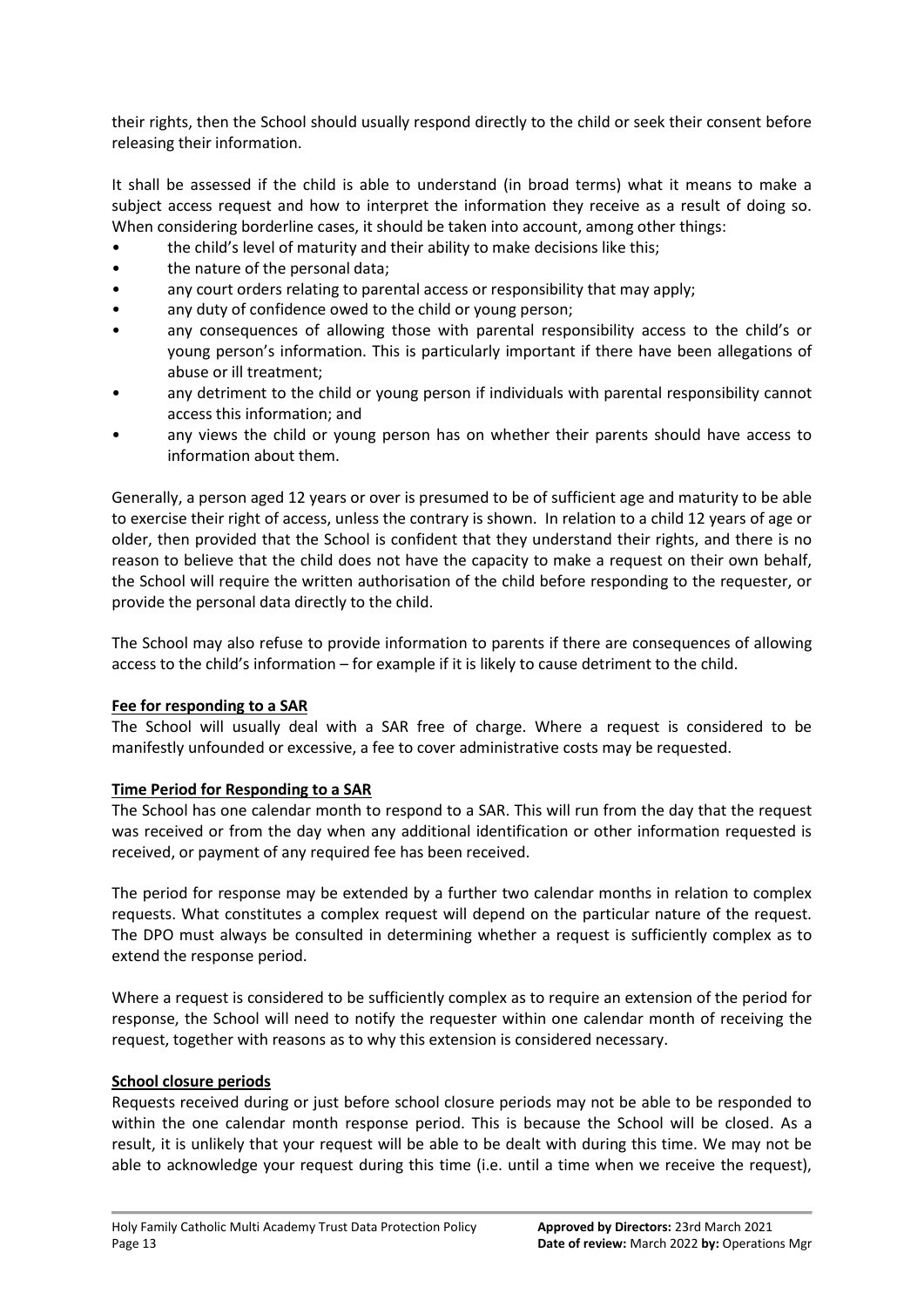their rights, then the School should usually respond directly to the child or seek their consent before releasing their information.

It shall be assessed if the child is able to understand (in broad terms) what it means to make a subject access request and how to interpret the information they receive as a result of doing so. When considering borderline cases, it should be taken into account, among other things:

- the child's level of maturity and their ability to make decisions like this;
- the nature of the personal data;
- any court orders relating to parental access or responsibility that may apply;
- any duty of confidence owed to the child or young person;
- any consequences of allowing those with parental responsibility access to the child's or young person's information. This is particularly important if there have been allegations of abuse or ill treatment;
- any detriment to the child or young person if individuals with parental responsibility cannot access this information; and
- any views the child or young person has on whether their parents should have access to information about them.

Generally, a person aged 12 years or over is presumed to be of sufficient age and maturity to be able to exercise their right of access, unless the contrary is shown. In relation to a child 12 years of age or older, then provided that the School is confident that they understand their rights, and there is no reason to believe that the child does not have the capacity to make a request on their own behalf, the School will require the written authorisation of the child before responding to the requester, or provide the personal data directly to the child.

The School may also refuse to provide information to parents if there are consequences of allowing access to the child's information – for example if it is likely to cause detriment to the child.

**Fee for responding to a SAR**

The School will usually deal with a SAR free of charge. Where a request is considered to be manifestly unfounded or excessive, a fee to cover administrative costs may be requested.

**Time Period for Responding to a SAR**

The School has one calendar month to respond to a SAR. This will run from the day that the request was received or from the day when any additional identification or other information requested is received, or payment of any required fee has been received.

The period for response may be extended by a further two calendar months in relation to complex requests. What constitutes a complex request will depend on the particular nature of the request. The DPO must always be consulted in determining whether a request is sufficiently complex as to extend the response period.

Where a request is considered to be sufficiently complex as to require an extension of the period for response, the School will need to notify the requester within one calendar month of receiving the request, together with reasons as to why this extension is considered necessary.

**School closure periods**

Requests received during or just before school closure periods may not be able to be responded to within the one calendar month response period. This is because the School will be closed. As a result, it is unlikely that your request will be able to be dealt with during this time. We may not be able to acknowledge your request during this time (i.e. until a time when we receive the request),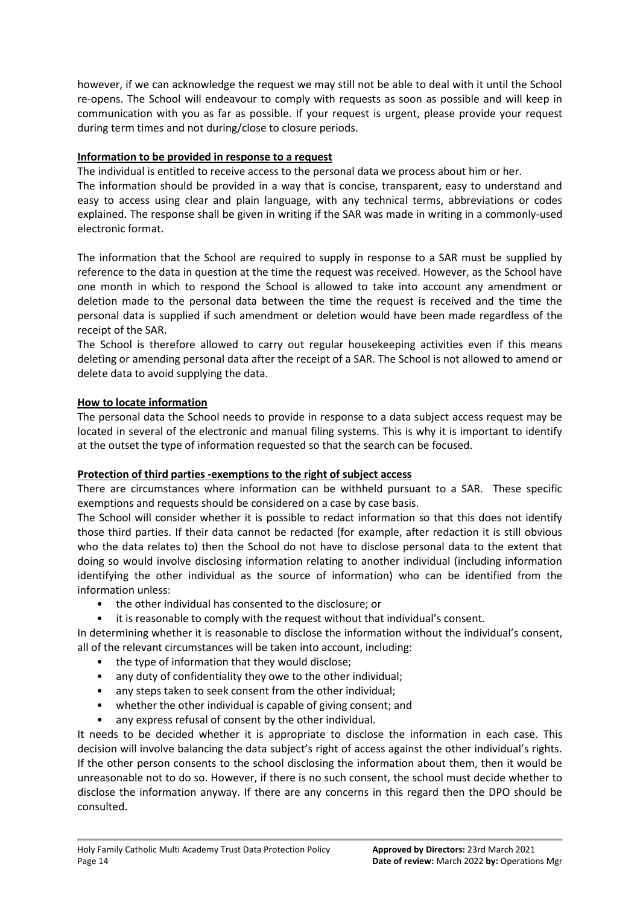however, if we can acknowledge the request we may still not be able to deal with it until the School re-opens. The School will endeavour to comply with requests as soon as possible and will keep in communication with you as far as possible. If your request is urgent, please provide your request during term times and not during/close to closure periods.

**Information to be provided in response to a request**

The individual is entitled to receive access to the personal data we process about him or her.

The information should be provided in a way that is concise, transparent, easy to understand and easy to access using clear and plain language, with any technical terms, abbreviations or codes explained. The response shall be given in writing if the SAR was made in writing in a commonly-used electronic format.

The information that the School are required to supply in response to a SAR must be supplied by reference to the data in question at the time the request was received. However, as the School have one month in which to respond the School is allowed to take into account any amendment or deletion made to the personal data between the time the request is received and the time the personal data is supplied if such amendment or deletion would have been made regardless of the receipt of the SAR.

The School is therefore allowed to carry out regular housekeeping activities even if this means deleting or amending personal data after the receipt of a SAR. The School is not allowed to amend or delete data to avoid supplying the data.

**How to locate information**

The personal data the School needs to provide in response to a data subject access request may be located in several of the electronic and manual filing systems. This is why it is important to identify at the outset the type of information requested so that the search can be focused.

**Protection of third parties -exemptions to the right of subject access**

There are circumstances where information can be withheld pursuant to a SAR. These specific exemptions and requests should be considered on a case by case basis.

The School will consider whether it is possible to redact information so that this does not identify those third parties. If their data cannot be redacted (for example, after redaction it is still obvious who the data relates to) then the School do not have to disclose personal data to the extent that doing so would involve disclosing information relating to another individual (including information identifying the other individual as the source of information) who can be identified from the information unless:

- the other individual has consented to the disclosure; or
- it is reasonable to comply with the request without that individual's consent.

In determining whether it is reasonable to disclose the information without the individual's consent, all of the relevant circumstances will be taken into account, including:

- the type of information that they would disclose;
- any duty of confidentiality they owe to the other individual;
- any steps taken to seek consent from the other individual;
- whether the other individual is capable of giving consent; and
- any express refusal of consent by the other individual.

It needs to be decided whether it is appropriate to disclose the information in each case. This decision will involve balancing the data subject's right of access against the other individual's rights. If the other person consents to the school disclosing the information about them, then it would be unreasonable not to do so. However, if there is no such consent, the school must decide whether to disclose the information anyway. If there are any concerns in this regard then the DPO should be consulted.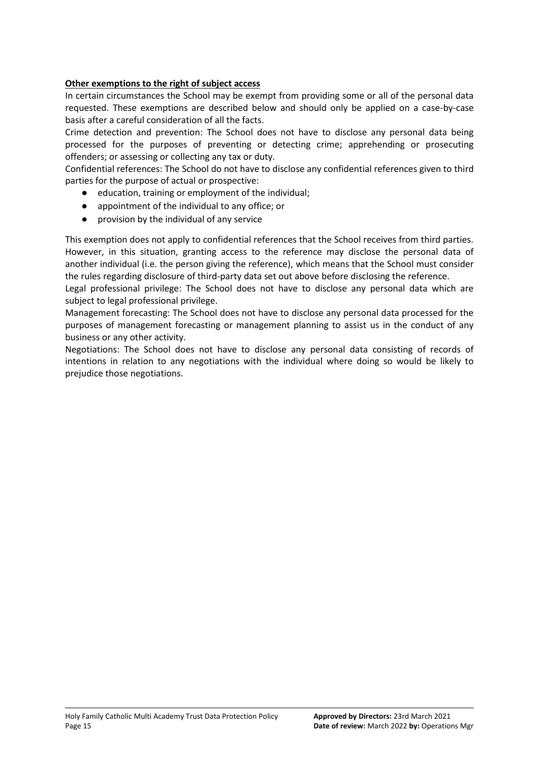**Other exemptions to the right of subject access**

In certain circumstances the School may be exempt from providing some or all of the personal data requested. These exemptions are described below and should only be applied on a case-by-case basis after a careful consideration of all the facts.

Crime detection and prevention: The School does not have to disclose any personal data being processed for the purposes of preventing or detecting crime; apprehending or prosecuting offenders; or assessing or collecting any tax or duty.

Confidential references: The School do not have to disclose any confidential references given to third parties for the purpose of actual or prospective:

- education, training or employment of the individual;
- appointment of the individual to any office; or
- provision by the individual of any service

This exemption does not apply to confidential references that the School receives from third parties. However, in this situation, granting access to the reference may disclose the personal data of another individual (i.e. the person giving the reference), which means that the School must consider the rules regarding disclosure of third-party data set out above before disclosing the reference.

Legal professional privilege: The School does not have to disclose any personal data which are subject to legal professional privilege.

Management forecasting: The School does not have to disclose any personal data processed for the purposes of management forecasting or management planning to assist us in the conduct of any business or any other activity.

Negotiations: The School does not have to disclose any personal data consisting of records of intentions in relation to any negotiations with the individual where doing so would be likely to prejudice those negotiations.